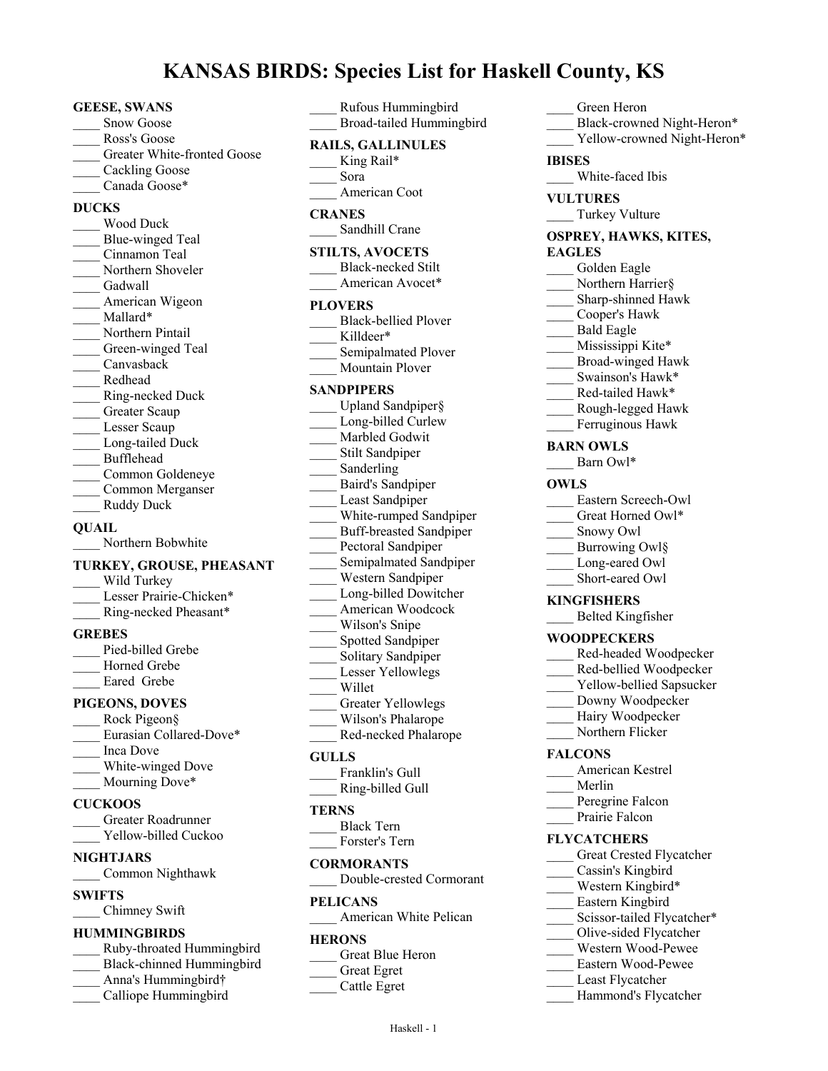# KANSAS BIRDS: Species List for Haskell County, KS

**GEESE, SWANS**

____ Snow Goose
____ Ross's Goose
____ Greater White-fronted Goose
____ Cackling Goose
____ Canada Goose*

**DUCKS**

____ Wood Duck
____ Blue-winged Teal
____ Cinnamon Teal
____ Northern Shoveler
____ Gadwall
____ American Wigeon
____ Mallard*
____ Northern Pintail
____ Green-winged Teal
____ Canvasback
____ Redhead
____ Ring-necked Duck
____ Greater Scaup
____ Lesser Scaup
____ Long-tailed Duck
____ Bufflehead
____ Common Goldeneye
____ Common Merganser
____ Ruddy Duck

**QUAIL**

____ Northern Bobwhite

**TURKEY, GROUSE, PHEASANT**

____ Wild Turkey
____ Lesser Prairie-Chicken*
____ Ring-necked Pheasant*

**GREBES**

____ Pied-billed Grebe
____ Horned Grebe
____ Eared Grebe

**PIGEONS, DOVES**

____ Rock Pigeon§
____ Eurasian Collared-Dove*
____ Inca Dove
____ White-winged Dove
____ Mourning Dove*

**CUCKOOS**

____ Greater Roadrunner
____ Yellow-billed Cuckoo

**NIGHTJARS**

____ Common Nighthawk

**SWIFTS**

____ Chimney Swift

**HUMMINGBIRDS**

____ Ruby-throated Hummingbird
____ Black-chinned Hummingbird
____ Anna's Hummingbird†
____ Calliope Hummingbird
____ Rufous Hummingbird
____ Broad-tailed Hummingbird

**RAILS, GALLINULES**

____ King Rail*
____ Sora
____ American Coot

**CRANES**

____ Sandhill Crane

**STILTS, AVOCETS**

____ Black-necked Stilt
____ American Avocet*

**PLOVERS**

____ Black-bellied Plover
____ Killdeer*
____ Semipalmated Plover
____ Mountain Plover

**SANDPIPERS**

____ Upland Sandpiper§
____ Long-billed Curlew
____ Marbled Godwit
____ Stilt Sandpiper
____ Sanderling
____ Baird's Sandpiper
____ Least Sandpiper
____ White-rumped Sandpiper
____ Buff-breasted Sandpiper
____ Pectoral Sandpiper
____ Semipalmated Sandpiper
____ Western Sandpiper
____ Long-billed Dowitcher
____ American Woodcock
____ Wilson's Snipe
____ Spotted Sandpiper
____ Solitary Sandpiper
____ Lesser Yellowlegs
____ Willet
____ Greater Yellowlegs
____ Wilson's Phalarope
____ Red-necked Phalarope

**GULLS**

____ Franklin's Gull
____ Ring-billed Gull

**TERNS**

____ Black Tern
____ Forster's Tern

**CORMORANTS**

____ Double-crested Cormorant

**PELICANS**

____ American White Pelican

**HERONS**

____ Great Blue Heron
____ Great Egret
____ Cattle Egret
____ Green Heron
____ Black-crowned Night-Heron*
____ Yellow-crowned Night-Heron*

**IBISES**

____ White-faced Ibis

**VULTURES**

____ Turkey Vulture

**OSPREY, HAWKS, KITES, EAGLES**

____ Golden Eagle
____ Northern Harrier§
____ Sharp-shinned Hawk
____ Cooper's Hawk
____ Bald Eagle
____ Mississippi Kite*
____ Broad-winged Hawk
____ Swainson's Hawk*
____ Red-tailed Hawk*
____ Rough-legged Hawk
____ Ferruginous Hawk

**BARN OWLS**

____ Barn Owl*

**OWLS**

____ Eastern Screech-Owl
____ Great Horned Owl*
____ Snowy Owl
____ Burrowing Owl§
____ Long-eared Owl
____ Short-eared Owl

**KINGFISHERS**

____ Belted Kingfisher

**WOODPECKERS**

____ Red-headed Woodpecker
____ Red-bellied Woodpecker
____ Yellow-bellied Sapsucker
____ Downy Woodpecker
____ Hairy Woodpecker
____ Northern Flicker

**FALCONS**

____ American Kestrel
____ Merlin
____ Peregrine Falcon
____ Prairie Falcon

**FLYCATCHERS**

____ Great Crested Flycatcher
____ Cassin's Kingbird
____ Western Kingbird*
____ Eastern Kingbird
____ Scissor-tailed Flycatcher*
____ Olive-sided Flycatcher
____ Western Wood-Pewee
____ Eastern Wood-Pewee
____ Least Flycatcher
____ Hammond's Flycatcher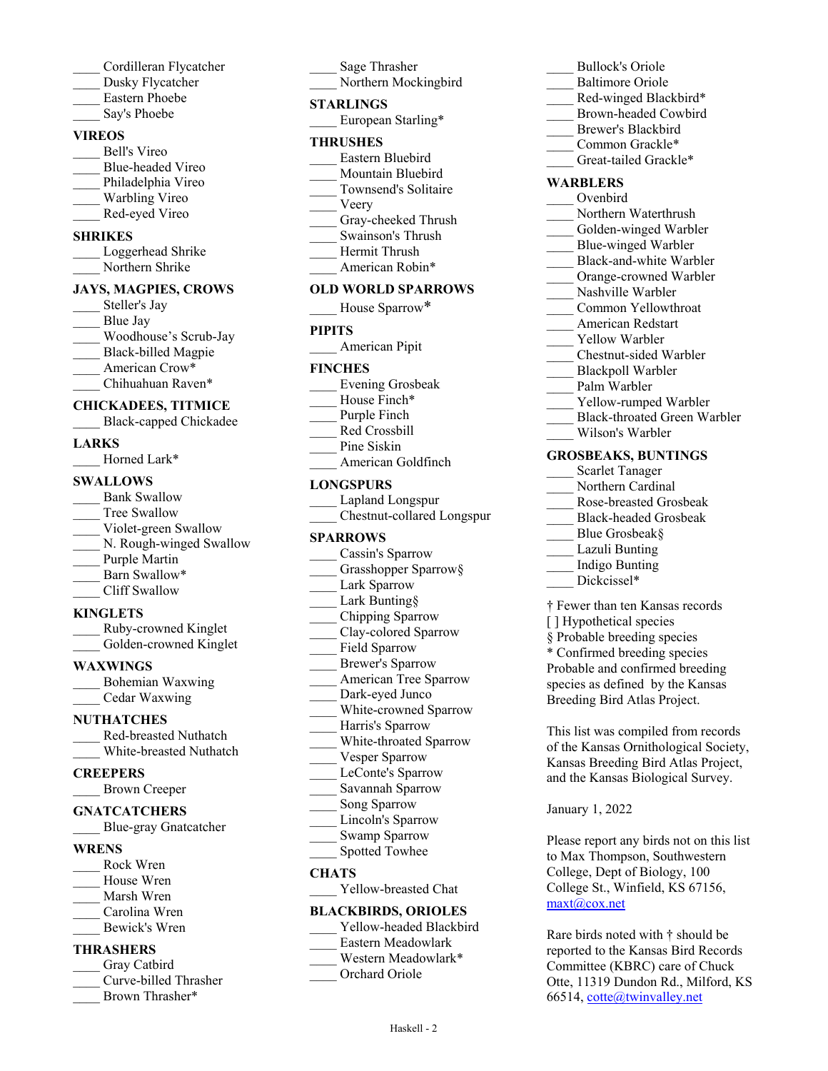____ Cordilleran Flycatcher
____ Dusky Flycatcher
____ Eastern Phoebe
____ Say's Phoebe

**VIREOS**

____ Bell's Vireo
____ Blue-headed Vireo
____ Philadelphia Vireo
____ Warbling Vireo
____ Red-eyed Vireo

**SHRIKES**

____ Loggerhead Shrike
____ Northern Shrike

**JAYS, MAGPIES, CROWS**

____ Steller's Jay
____ Blue Jay
____ Woodhouse's Scrub-Jay
____ Black-billed Magpie
____ American Crow*
____ Chihuahuan Raven*

**CHICKADEES, TITMICE**

____ Black-capped Chickadee

**LARKS**

____ Horned Lark*

**SWALLOWS**

____ Bank Swallow
____ Tree Swallow
____ Violet-green Swallow
____ N. Rough-winged Swallow
____ Purple Martin
____ Barn Swallow*
____ Cliff Swallow

**KINGLETS**

____ Ruby-crowned Kinglet
____ Golden-crowned Kinglet

**WAXWINGS**

____ Bohemian Waxwing
____ Cedar Waxwing

**NUTHATCHES**

____ Red-breasted Nuthatch
____ White-breasted Nuthatch

**CREEPERS**

____ Brown Creeper

**GNATCATCHERS**

____ Blue-gray Gnatcatcher

**WRENS**

____ Rock Wren
____ House Wren
____ Marsh Wren
____ Carolina Wren
____ Bewick's Wren

**THRASHERS**

____ Gray Catbird
____ Curve-billed Thrasher
____ Brown Thrasher*
____ Sage Thrasher
____ Northern Mockingbird

**STARLINGS**

____ European Starling*

**THRUSHES**

____ Eastern Bluebird
____ Mountain Bluebird
____ Townsend's Solitaire
____ Veery
____ Gray-cheeked Thrush
____ Swainson's Thrush
____ Hermit Thrush
____ American Robin*

**OLD WORLD SPARROWS**

____ House Sparrow*

**PIPITS**

____ American Pipit

**FINCHES**

____ Evening Grosbeak
____ House Finch*
____ Purple Finch
____ Red Crossbill
____ Pine Siskin
____ American Goldfinch

**LONGSPURS**

____ Lapland Longspur
____ Chestnut-collared Longspur

**SPARROWS**

____ Cassin's Sparrow
____ Grasshopper Sparrow§
____ Lark Sparrow
____ Lark Bunting§
____ Chipping Sparrow
____ Clay-colored Sparrow
____ Field Sparrow
____ Brewer's Sparrow
____ American Tree Sparrow
____ Dark-eyed Junco
____ White-crowned Sparrow
____ Harris's Sparrow
____ White-throated Sparrow
____ Vesper Sparrow
____ LeConte's Sparrow
____ Savannah Sparrow
____ Song Sparrow
____ Lincoln's Sparrow
____ Swamp Sparrow
____ Spotted Towhee

**CHATS**

____ Yellow-breasted Chat

**BLACKBIRDS, ORIOLES**

____ Yellow-headed Blackbird
____ Eastern Meadowlark
____ Western Meadowlark*
____ Orchard Oriole
____ Bullock's Oriole
____ Baltimore Oriole
____ Red-winged Blackbird*
____ Brown-headed Cowbird
____ Brewer's Blackbird
____ Common Grackle*
____ Great-tailed Grackle*

**WARBLERS**

____ Ovenbird
____ Northern Waterthrush
____ Golden-winged Warbler
____ Blue-winged Warbler
____ Black-and-white Warbler
____ Orange-crowned Warbler
____ Nashville Warbler
____ Common Yellowthroat
____ American Redstart
____ Yellow Warbler
____ Chestnut-sided Warbler
____ Blackpoll Warbler
____ Palm Warbler
____ Yellow-rumped Warbler
____ Black-throated Green Warbler
____ Wilson's Warbler

**GROSBEAKS, BUNTINGS**

____ Scarlet Tanager
____ Northern Cardinal
____ Rose-breasted Grosbeak
____ Black-headed Grosbeak
____ Blue Grosbeak§
____ Lazuli Bunting
____ Indigo Bunting
____ Dickcissel*

† Fewer than ten Kansas records
[ ] Hypothetical species
§ Probable breeding species
* Confirmed breeding species
Probable and confirmed breeding species as defined by the Kansas Breeding Bird Atlas Project.

This list was compiled from records of the Kansas Ornithological Society, Kansas Breeding Bird Atlas Project, and the Kansas Biological Survey.

January 1, 2022

Please report any birds not on this list to Max Thompson, Southwestern College, Dept of Biology, 100 College St., Winfield, KS 67156, maxt@cox.net

Rare birds noted with † should be reported to the Kansas Bird Records Committee (KBRC) care of Chuck Otte, 11319 Dundon Rd., Milford, KS 66514, cotte@twinvalley.net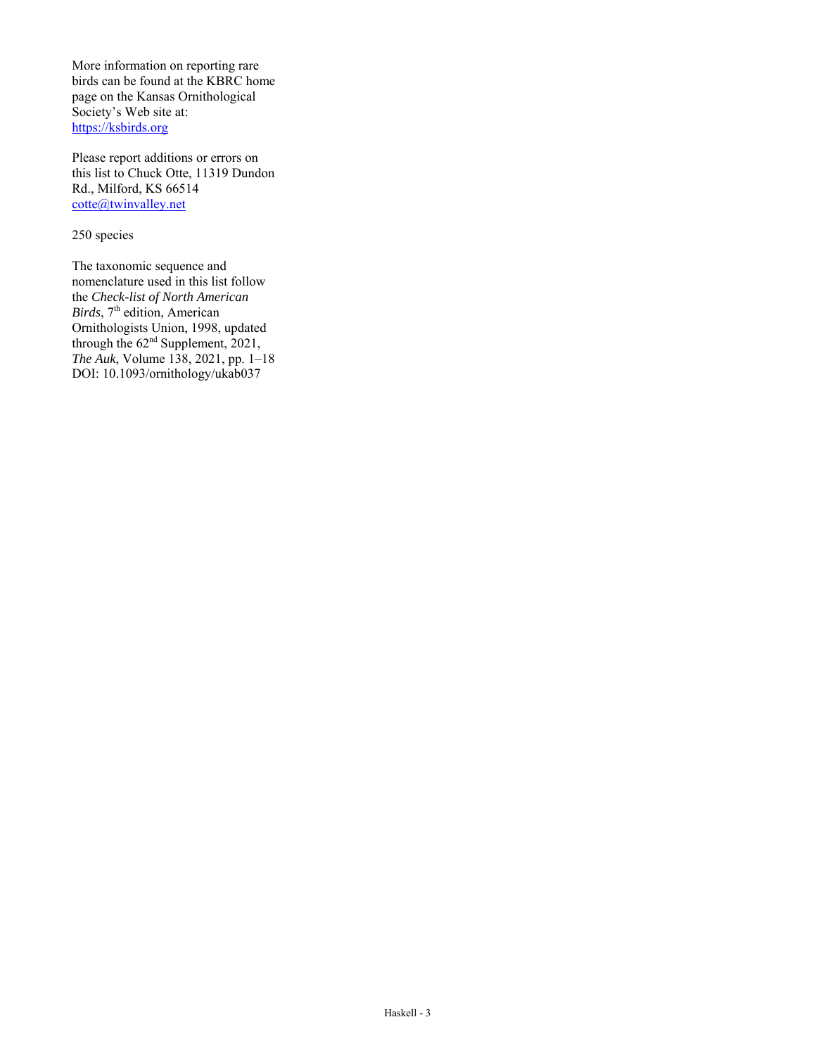More information on reporting rare birds can be found at the KBRC home page on the Kansas Ornithological Society's Web site at: https://ksbirds.org

Please report additions or errors on this list to Chuck Otte, 11319 Dundon Rd., Milford, KS 66514 cotte@twinvalley.net

250 species

The taxonomic sequence and nomenclature used in this list follow the *Check-list of North American Birds*, 7th edition, American Ornithologists Union, 1998, updated through the 62nd Supplement, 2021, *The Auk*, Volume 138, 2021, pp. 1–18 DOI: 10.1093/ornithology/ukab037